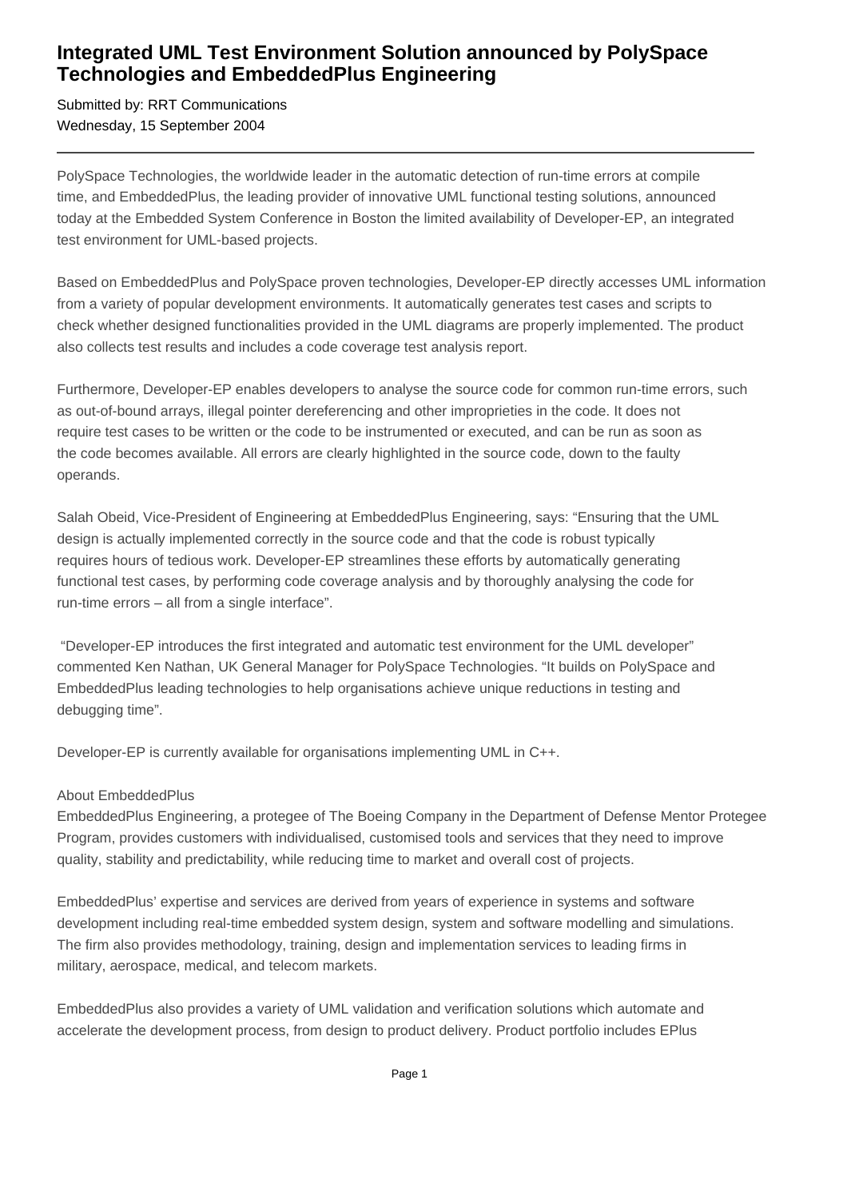# Integrated UML Test Environment Solution announced by PolySpace Technologies and EmbeddedPlus Engineering

Submitted by: RRT Communications
Wednesday, 15 September 2004

---

PolySpace Technologies, the worldwide leader in the automatic detection of run-time errors at compile time, and EmbeddedPlus, the leading provider of innovative UML functional testing solutions, announced today at the Embedded System Conference in Boston the limited availability of Developer-EP, an integrated test environment for UML-based projects.

Based on EmbeddedPlus and PolySpace proven technologies, Developer-EP directly accesses UML information from a variety of popular development environments. It automatically generates test cases and scripts to check whether designed functionalities provided in the UML diagrams are properly implemented. The product also collects test results and includes a code coverage test analysis report.

Furthermore, Developer-EP enables developers to analyse the source code for common run-time errors, such as out-of-bound arrays, illegal pointer dereferencing and other improprieties in the code. It does not require test cases to be written or the code to be instrumented or executed, and can be run as soon as the code becomes available. All errors are clearly highlighted in the source code, down to the faulty operands.

Salah Obeid, Vice-President of Engineering at EmbeddedPlus Engineering, says: "Ensuring that the UML design is actually implemented correctly in the source code and that the code is robust typically requires hours of tedious work. Developer-EP streamlines these efforts by automatically generating functional test cases, by performing code coverage analysis and by thoroughly analysing the code for run-time errors – all from a single interface".

"Developer-EP introduces the first integrated and automatic test environment for the UML developer" commented Ken Nathan, UK General Manager for PolySpace Technologies. "It builds on PolySpace and EmbeddedPlus leading technologies to help organisations achieve unique reductions in testing and debugging time".

Developer-EP is currently available for organisations implementing UML in C++.

About EmbeddedPlus
EmbeddedPlus Engineering, a protegee of The Boeing Company in the Department of Defense Mentor Protegee Program, provides customers with individualised, customised tools and services that they need to improve quality, stability and predictability, while reducing time to market and overall cost of projects.

EmbeddedPlus' expertise and services are derived from years of experience in systems and software development including real-time embedded system design, system and software modelling and simulations. The firm also provides methodology, training, design and implementation services to leading firms in military, aerospace, medical, and telecom markets.

EmbeddedPlus also provides a variety of UML validation and verification solutions which automate and accelerate the development process, from design to product delivery. Product portfolio includes EPlus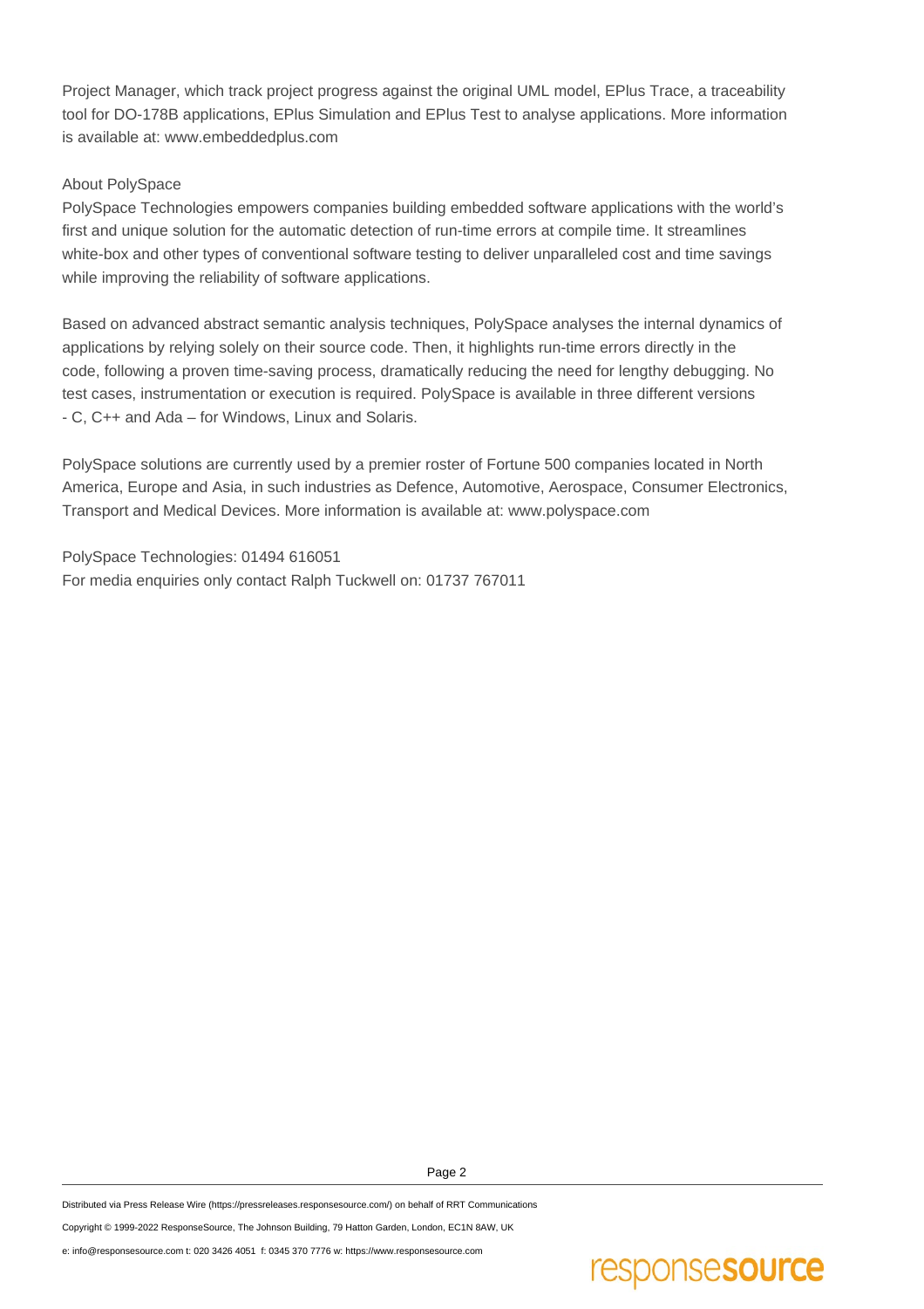Project Manager, which track project progress against the original UML model, EPlus Trace, a traceability tool for DO-178B applications, EPlus Simulation and EPlus Test to analyse applications. More information is available at: www.embeddedplus.com

## About PolySpace

PolySpace Technologies empowers companies building embedded software applications with the world's first and unique solution for the automatic detection of run-time errors at compile time. It streamlines white-box and other types of conventional software testing to deliver unparalleled cost and time savings while improving the reliability of software applications.

Based on advanced abstract semantic analysis techniques, PolySpace analyses the internal dynamics of applications by relying solely on their source code. Then, it highlights run-time errors directly in the code, following a proven time-saving process, dramatically reducing the need for lengthy debugging. No test cases, instrumentation or execution is required. PolySpace is available in three different versions - C, C++ and Ada – for Windows, Linux and Solaris.

PolySpace solutions are currently used by a premier roster of Fortune 500 companies located in North America, Europe and Asia, in such industries as Defence, Automotive, Aerospace, Consumer Electronics, Transport and Medical Devices. More information is available at: www.polyspace.com

PolySpace Technologies: 01494 616051
For media enquiries only contact Ralph Tuckwell on: 01737 767011

Distributed via Press Release Wire (https://pressreleases.responsesource.com/) on behalf of RRT Communications

Copyright © 1999-2022 ResponseSource, The Johnson Building, 79 Hatton Garden, London, EC1N 8AW, UK

e: info@responsesource.com t: 020 3426 4051 f: 0345 370 7776 w: https://www.responsesource.com